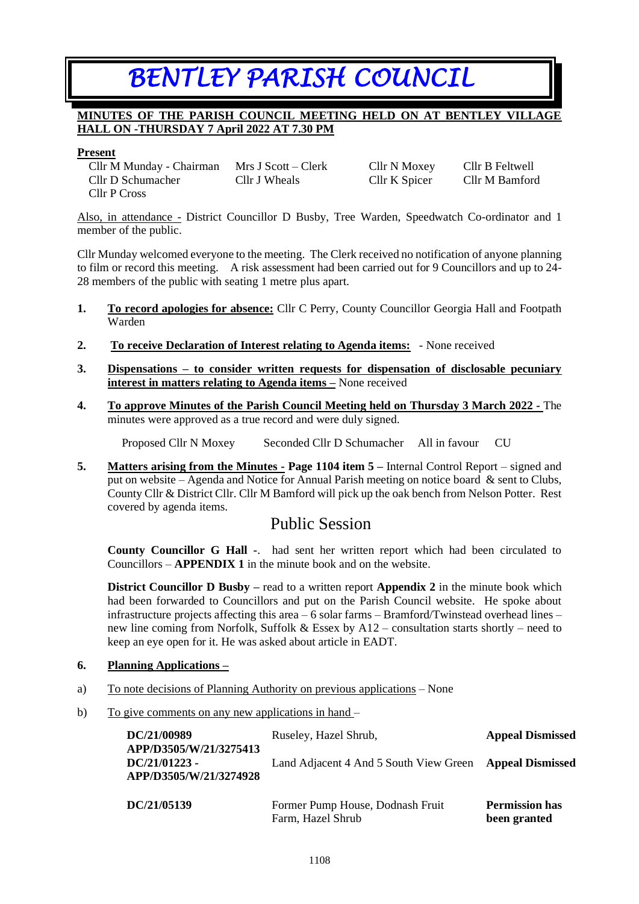# BENTLEY PARISH COUNCIL

**MINUTES OF THE PARISH COUNCIL MEETING HELD ON AT BENTLEY VILLAGE HALL ON -THURSDAY 7 April 2022 AT 7.30 PM**

**Present**

| | | | |
|---|---|---|---|
| Cllr M Munday - Chairman | Mrs J Scott – Clerk | Cllr N Moxey | Cllr B Feltwell |
| Cllr D Schumacher | Cllr J Wheals | Cllr K Spicer | Cllr M Bamford |
| Cllr P Cross | | | |

Also, in attendance - District Councillor D Busby, Tree Warden, Speedwatch Co-ordinator and 1 member of the public.

Cllr Munday welcomed everyone to the meeting. The Clerk received no notification of anyone planning to film or record this meeting. A risk assessment had been carried out for 9 Councillors and up to 24-28 members of the public with seating 1 metre plus apart.

1. **To record apologies for absence:** Cllr C Perry, County Councillor Georgia Hall and Footpath Warden

2. **To receive Declaration of Interest relating to Agenda items:** - None received

3. **Dispensations – to consider written requests for dispensation of disclosable pecuniary interest in matters relating to Agenda items –** None received

4. **To approve Minutes of the Parish Council Meeting held on Thursday 3 March 2022 -** The minutes were approved as a true record and were duly signed.

   Proposed Cllr N Moxey Seconded Cllr D Schumacher All in favour CU

5. **Matters arising from the Minutes - Page 1104 item 5 –** Internal Control Report – signed and put on website – Agenda and Notice for Annual Parish meeting on notice board & sent to Clubs, County Cllr & District Cllr. Cllr M Bamford will pick up the oak bench from Nelson Potter. Rest covered by agenda items.

## Public Session

**County Councillor G Hall -**. had sent her written report which had been circulated to Councillors – **APPENDIX 1** in the minute book and on the website.

**District Councillor D Busby –** read to a written report **Appendix 2** in the minute book which had been forwarded to Councillors and put on the Parish Council website. He spoke about infrastructure projects affecting this area – 6 solar farms – Bramford/Twinstead overhead lines – new line coming from Norfolk, Suffolk & Essex by A12 – consultation starts shortly – need to keep an eye open for it. He was asked about article in EADT.

6. **Planning Applications –**

a) To note decisions of Planning Authority on previous applications – None

b) To give comments on any new applications in hand –

| | | |
|---|---|---|
| **DC/21/00989 APP/D3505/W/21/3275413** | Ruseley, Hazel Shrub, | **Appeal Dismissed** |
| **DC/21/01223 - APP/D3505/W/21/3274928** | Land Adjacent 4 And 5 South View Green | **Appeal Dismissed** |
| **DC/21/05139** | Former Pump House, Dodnash Fruit Farm, Hazel Shrub | **Permission has been granted** |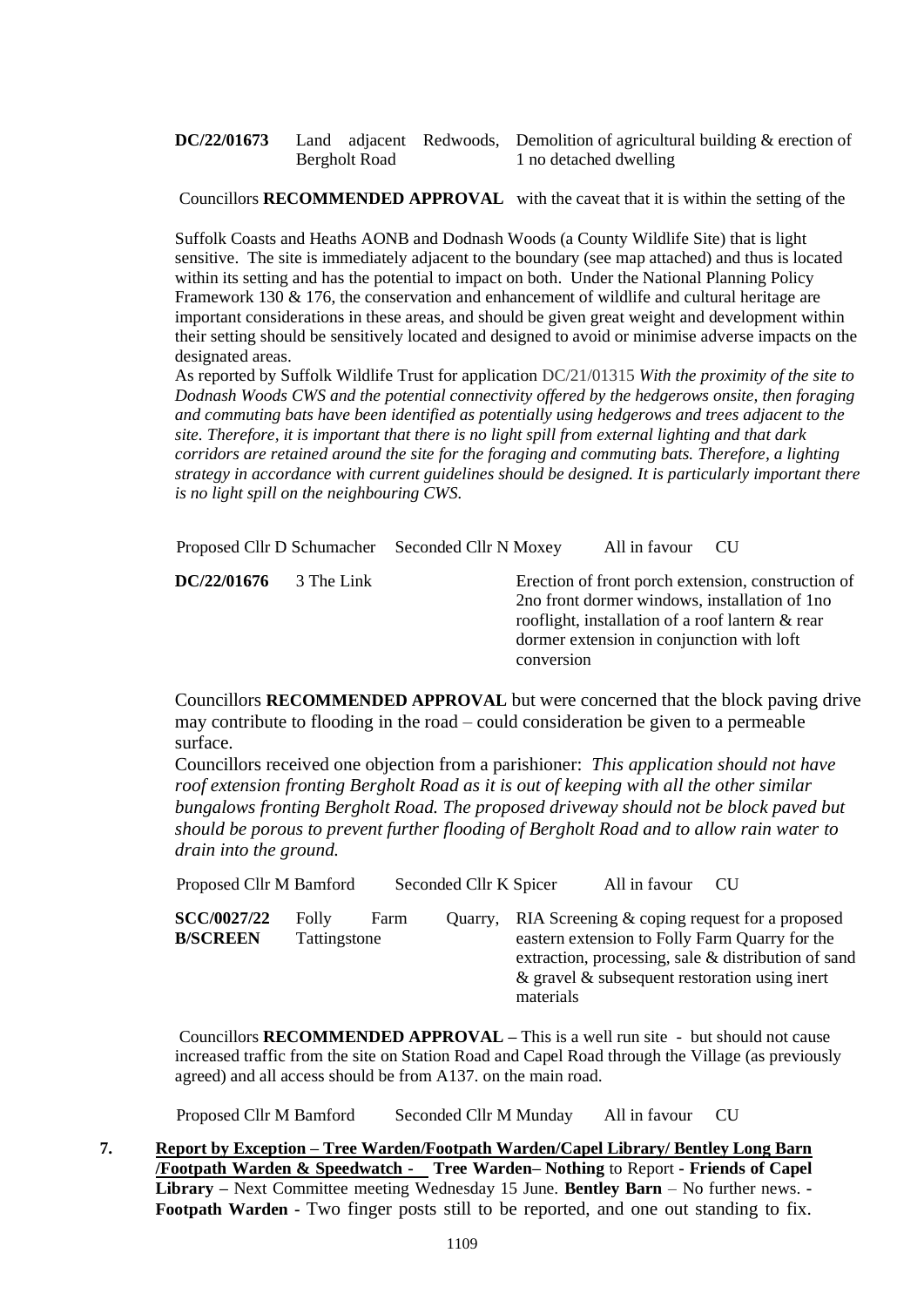| | | |
|---|---|---|
| **DC/22/01673** | Land adjacent Redwoods, Bergholt Road | Demolition of agricultural building & erection of 1 no detached dwelling |

Councillors **RECOMMENDED APPROVAL** with the caveat that it is within the setting of the Suffolk Coasts and Heaths AONB and Dodnash Woods (a County Wildlife Site) that is light sensitive. The site is immediately adjacent to the boundary (see map attached) and thus is located within its setting and has the potential to impact on both. Under the National Planning Policy Framework 130 & 176, the conservation and enhancement of wildlife and cultural heritage are important considerations in these areas, and should be given great weight and development within their setting should be sensitively located and designed to avoid or minimise adverse impacts on the designated areas.

As reported by Suffolk Wildlife Trust for application DC/21/01315 *With the proximity of the site to Dodnash Woods CWS and the potential connectivity offered by the hedgerows onsite, then foraging and commuting bats have been identified as potentially using hedgerows and trees adjacent to the site. Therefore, it is important that there is no light spill from external lighting and that dark corridors are retained around the site for the foraging and commuting bats. Therefore, a lighting strategy in accordance with current guidelines should be designed. It is particularly important there is no light spill on the neighbouring CWS.*

Proposed Cllr D Schumacher Seconded Cllr N Moxey All in favour CU

| | | |
|---|---|---|
| **DC/22/01676** | 3 The Link | Erection of front porch extension, construction of 2no front dormer windows, installation of 1no rooflight, installation of a roof lantern & rear dormer extension in conjunction with loft conversion |

Councillors **RECOMMENDED APPROVAL** but were concerned that the block paving drive may contribute to flooding in the road – could consideration be given to a permeable surface.

Councillors received one objection from a parishioner: *This application should not have roof extension fronting Bergholt Road as it is out of keeping with all the other similar bungalows fronting Bergholt Road. The proposed driveway should not be block paved but should be porous to prevent further flooding of Bergholt Road and to allow rain water to drain into the ground.*

Proposed Cllr M Bamford Seconded Cllr K Spicer All in favour CU

| | | |
|---|---|---|
| **SCC/0027/22 B/SCREEN** | Folly Farm Quarry, Tattingstone | RIA Screening & coping request for a proposed eastern extension to Folly Farm Quarry for the extraction, processing, sale & distribution of sand & gravel & subsequent restoration using inert materials |

Councillors **RECOMMENDED APPROVAL –** This is a well run site - but should not cause increased traffic from the site on Station Road and Capel Road through the Village (as previously agreed) and all access should be from A137. on the main road.

Proposed Cllr M Bamford Seconded Cllr M Munday All in favour CU

**7. Report by Exception – Tree Warden/Footpath Warden/Capel Library/ Bentley Long Barn /Footpath Warden & Speedwatch - Tree Warden– Nothing** to Report **- Friends of Capel Library –** Next Committee meeting Wednesday 15 June. **Bentley Barn** – No further news. **- Footpath Warden -** Two finger posts still to be reported, and one out standing to fix.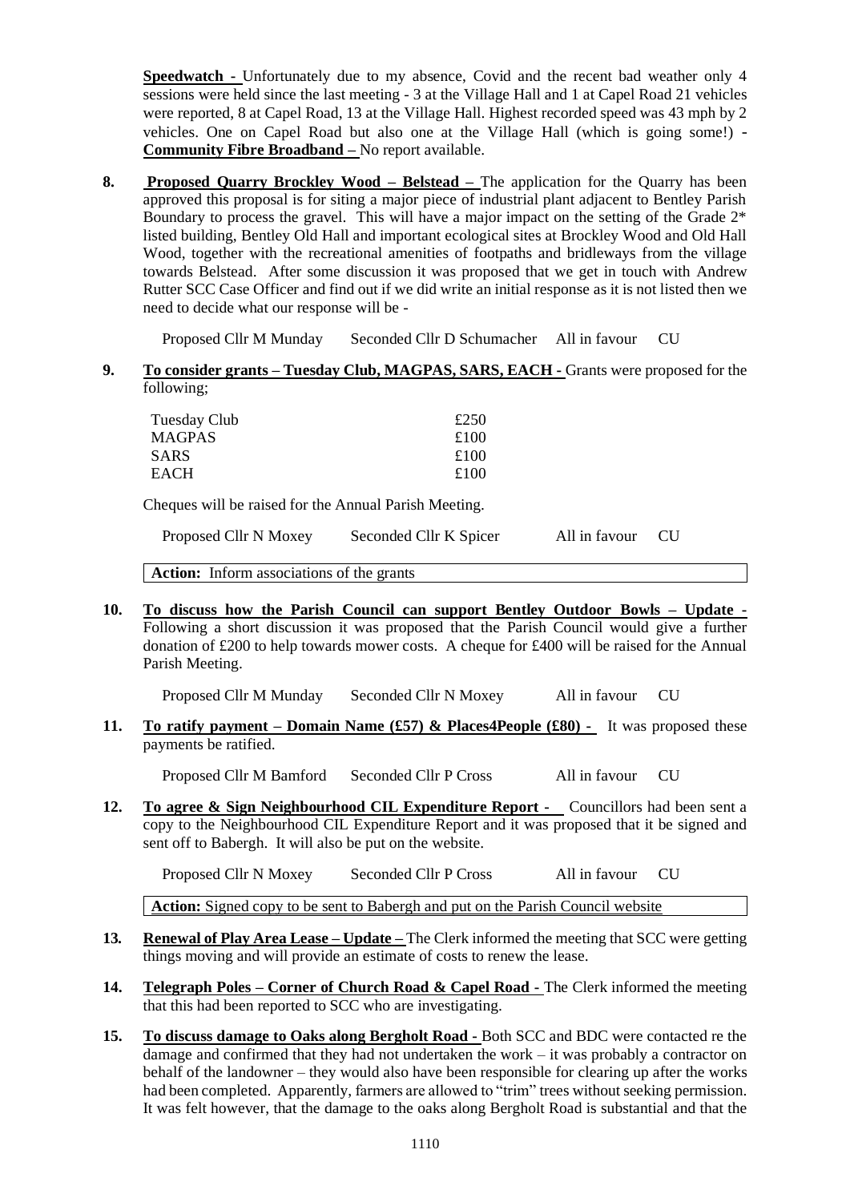**Speedwatch -** Unfortunately due to my absence, Covid and the recent bad weather only 4 sessions were held since the last meeting - 3 at the Village Hall and 1 at Capel Road 21 vehicles were reported, 8 at Capel Road, 13 at the Village Hall. Highest recorded speed was 43 mph by 2 vehicles. One on Capel Road but also one at the Village Hall (which is going some!) - **Community Fibre Broadband –** No report available.

**8. Proposed Quarry Brockley Wood – Belstead –** The application for the Quarry has been approved this proposal is for siting a major piece of industrial plant adjacent to Bentley Parish Boundary to process the gravel. This will have a major impact on the setting of the Grade 2* listed building, Bentley Old Hall and important ecological sites at Brockley Wood and Old Hall Wood, together with the recreational amenities of footpaths and bridleways from the village towards Belstead. After some discussion it was proposed that we get in touch with Andrew Rutter SCC Case Officer and find out if we did write an initial response as it is not listed then we need to decide what our response will be -

Proposed Cllr M Munday Seconded Cllr D Schumacher All in favour CU

**9. To consider grants – Tuesday Club, MAGPAS, SARS, EACH -** Grants were proposed for the following;

| | |
|---|---|
| Tuesday Club | £250 |
| MAGPAS | £100 |
| SARS | £100 |
| EACH | £100 |

Cheques will be raised for the Annual Parish Meeting.

Proposed Cllr N Moxey Seconded Cllr K Spicer All in favour CU

**Action:** Inform associations of the grants

**10. To discuss how the Parish Council can support Bentley Outdoor Bowls – Update -** Following a short discussion it was proposed that the Parish Council would give a further donation of £200 to help towards mower costs. A cheque for £400 will be raised for the Annual Parish Meeting.

Proposed Cllr M Munday Seconded Cllr N Moxey All in favour CU

**11. To ratify payment – Domain Name (£57) & Places4People (£80) -** It was proposed these payments be ratified.

Proposed Cllr M Bamford Seconded Cllr P Cross All in favour CU

**12. To agree & Sign Neighbourhood CIL Expenditure Report -** Councillors had been sent a copy to the Neighbourhood CIL Expenditure Report and it was proposed that it be signed and sent off to Babergh. It will also be put on the website.

Proposed Cllr N Moxey Seconded Cllr P Cross All in favour CU

**Action:** Signed copy to be sent to Babergh and put on the Parish Council website

**13. Renewal of Play Area Lease – Update –** The Clerk informed the meeting that SCC were getting things moving and will provide an estimate of costs to renew the lease.

**14. Telegraph Poles – Corner of Church Road & Capel Road -** The Clerk informed the meeting that this had been reported to SCC who are investigating.

**15. To discuss damage to Oaks along Bergholt Road -** Both SCC and BDC were contacted re the damage and confirmed that they had not undertaken the work – it was probably a contractor on behalf of the landowner – they would also have been responsible for clearing up after the works had been completed. Apparently, farmers are allowed to "trim" trees without seeking permission. It was felt however, that the damage to the oaks along Bergholt Road is substantial and that the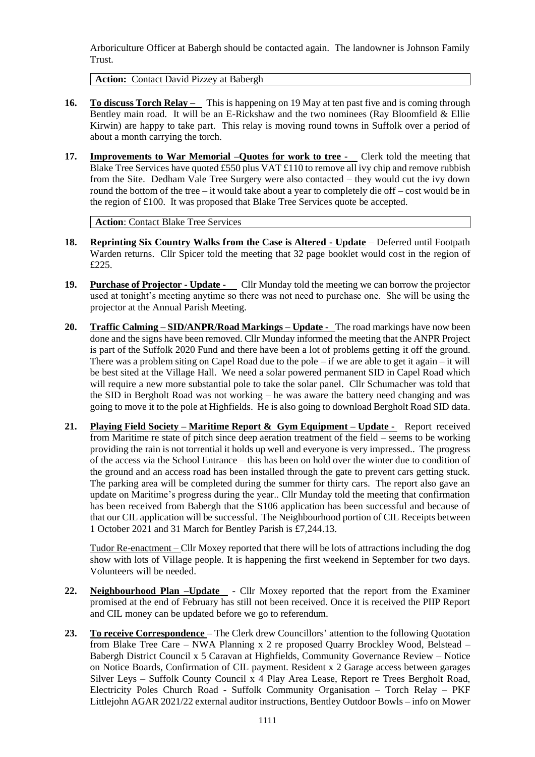Arboriculture Officer at Babergh should be contacted again. The landowner is Johnson Family Trust.

**Action:** Contact David Pizzey at Babergh

**16.** **<u>To discuss Torch Relay –</u>** This is happening on 19 May at ten past five and is coming through Bentley main road. It will be an E-Rickshaw and the two nominees (Ray Bloomfield & Ellie Kirwin) are happy to take part. This relay is moving round towns in Suffolk over a period of about a month carrying the torch.

**17.** **<u>Improvements to War Memorial –Quotes for work to tree -</u>** Clerk told the meeting that Blake Tree Services have quoted £550 plus VAT £110 to remove all ivy chip and remove rubbish from the Site. Dedham Vale Tree Surgery were also contacted – they would cut the ivy down round the bottom of the tree – it would take about a year to completely die off – cost would be in the region of £100. It was proposed that Blake Tree Services quote be accepted.

**Action**: Contact Blake Tree Services

**18.** **<u>Reprinting Six Country Walks from the Case is Altered - Update</u>** – Deferred until Footpath Warden returns. Cllr Spicer told the meeting that 32 page booklet would cost in the region of £225.

**19.** **<u>Purchase of Projector - Update -</u>** Cllr Munday told the meeting we can borrow the projector used at tonight's meeting anytime so there was not need to purchase one. She will be using the projector at the Annual Parish Meeting.

**20.** **<u>Traffic Calming – SID/ANPR/Road Markings – Update -</u>** The road markings have now been done and the signs have been removed. Cllr Munday informed the meeting that the ANPR Project is part of the Suffolk 2020 Fund and there have been a lot of problems getting it off the ground. There was a problem siting on Capel Road due to the pole – if we are able to get it again – it will be best sited at the Village Hall. We need a solar powered permanent SID in Capel Road which will require a new more substantial pole to take the solar panel. Cllr Schumacher was told that the SID in Bergholt Road was not working – he was aware the battery need changing and was going to move it to the pole at Highfields. He is also going to download Bergholt Road SID data.

**21.** **<u>Playing Field Society – Maritime Report & Gym Equipment – Update -</u>** Report received from Maritime re state of pitch since deep aeration treatment of the field – seems to be working providing the rain is not torrential it holds up well and everyone is very impressed.. The progress of the access via the School Entrance – this has been on hold over the winter due to condition of the ground and an access road has been installed through the gate to prevent cars getting stuck. The parking area will be completed during the summer for thirty cars. The report also gave an update on Maritime's progress during the year.. Cllr Munday told the meeting that confirmation has been received from Babergh that the S106 application has been successful and because of that our CIL application will be successful. The Neighbourhood portion of CIL Receipts between 1 October 2021 and 31 March for Bentley Parish is £7,244.13.

<u>Tudor Re-enactment</u> – Cllr Moxey reported that there will be lots of attractions including the dog show with lots of Village people. It is happening the first weekend in September for two days. Volunteers will be needed.

**22.** **<u>Neighbourhood Plan –Update</u>** - Cllr Moxey reported that the report from the Examiner promised at the end of February has still not been received. Once it is received the PIIP Report and CIL money can be updated before we go to referendum.

**23.** **<u>To receive Correspondence</u>** – The Clerk drew Councillors' attention to the following Quotation from Blake Tree Care – NWA Planning x 2 re proposed Quarry Brockley Wood, Belstead – Babergh District Council x 5 Caravan at Highfields, Community Governance Review – Notice on Notice Boards, Confirmation of CIL payment. Resident x 2 Garage access between garages Silver Leys – Suffolk County Council x 4 Play Area Lease, Report re Trees Bergholt Road, Electricity Poles Church Road - Suffolk Community Organisation – Torch Relay – PKF Littlejohn AGAR 2021/22 external auditor instructions, Bentley Outdoor Bowls – info on Mower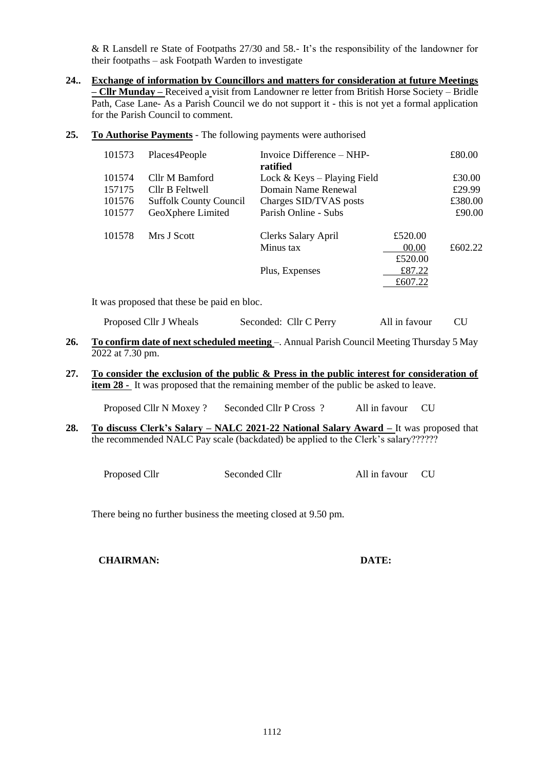& R Lansdell re State of Footpaths 27/30 and 58.- It's the responsibility of the landowner for their footpaths – ask Footpath Warden to investigate

**24..** **Exchange of information by Councillors and matters for consideration at future Meetings – Cllr Munday –** Received a visit from Landowner re letter from British Horse Society – Bridle Path, Case Lane- As a Parish Council we do not support it - this is not yet a formal application for the Parish Council to comment.

**25.** **To Authorise Payments** - The following payments were authorised

| | | | | |
|---|---|---|---|---|
| 101573 | Places4People | Invoice Difference – NHP-ratified | | £80.00 |
| 101574 | Cllr M Bamford | Lock & Keys – Playing Field | | £30.00 |
| 157175 | Cllr B Feltwell | Domain Name Renewal | | £29.99 |
| 101576 | Suffolk County Council | Charges SID/TVAS posts | | £380.00 |
| 101577 | GeoXphere Limited | Parish Online - Subs | | £90.00 |
| 101578 | Mrs J Scott | Clerks Salary April | £520.00 | |
| | | Minus tax | 00.00 | £602.22 |
| | | | £520.00 | |
| | | Plus, Expenses | £87.22 | |
| | | | £607.22 | |

It was proposed that these be paid en bloc.

Proposed Cllr J Wheals     Seconded: Cllr C Perry     All in favour     CU

**26.** **To confirm date of next scheduled meeting** –. Annual Parish Council Meeting Thursday 5 May 2022 at 7.30 pm.

**27.** **To consider the exclusion of the public & Press in the public interest for consideration of item 28 -** It was proposed that the remaining member of the public be asked to leave.

Proposed Cllr N Moxey ?     Seconded Cllr P Cross ?     All in favour     CU

**28.** **To discuss Clerk's Salary – NALC 2021-22 National Salary Award –** It was proposed that the recommended NALC Pay scale (backdated) be applied to the Clerk's salary??????

Proposed Cllr     Seconded Cllr     All in favour     CU

There being no further business the meeting closed at 9.50 pm.

**CHAIRMAN:** **DATE:**